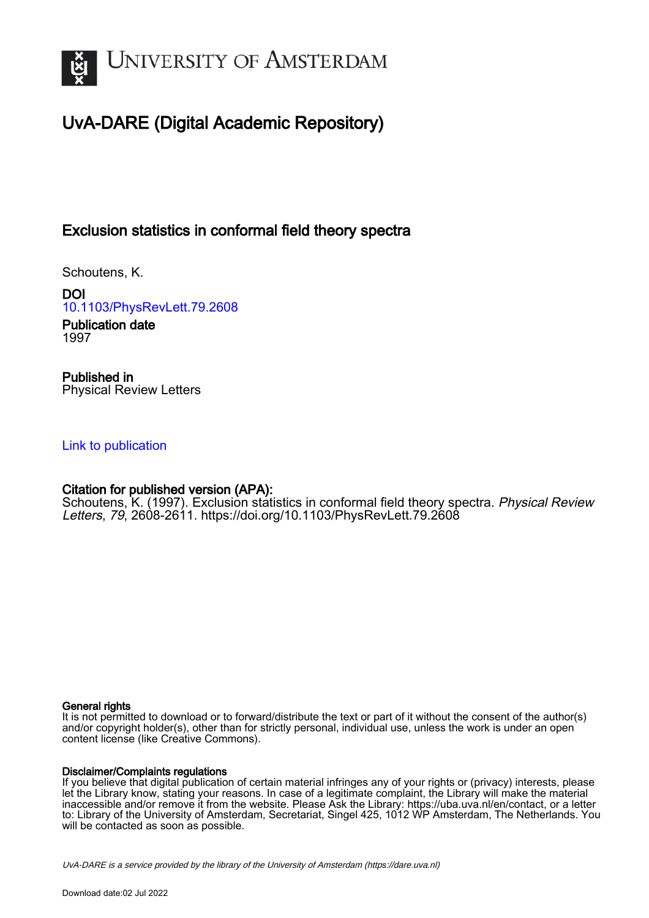# UvA-DARE (Digital Academic Repository)

## Exclusion statistics in conformal field theory spectra

Schoutens, K.

**DOI**
10.1103/PhysRevLett.79.2608

**Publication date**
1997

**Published in**
Physical Review Letters

Link to publication

**Citation for published version (APA):**
Schoutens, K. (1997). Exclusion statistics in conformal field theory spectra. *Physical Review Letters*, *79*, 2608-2611. https://doi.org/10.1103/PhysRevLett.79.2608

**General rights**
It is not permitted to download or to forward/distribute the text or part of it without the consent of the author(s) and/or copyright holder(s), other than for strictly personal, individual use, unless the work is under an open content license (like Creative Commons).

**Disclaimer/Complaints regulations**
If you believe that digital publication of certain material infringes any of your rights or (privacy) interests, please let the Library know, stating your reasons. In case of a legitimate complaint, the Library will make the material inaccessible and/or remove it from the website. Please Ask the Library: https://uba.uva.nl/en/contact, or a letter to: Library of the University of Amsterdam, Secretariat, Singel 425, 1012 WP Amsterdam, The Netherlands. You will be contacted as soon as possible.

UvA-DARE is a service provided by the library of the University of Amsterdam (https://dare.uva.nl)

Download date:02 Jul 2022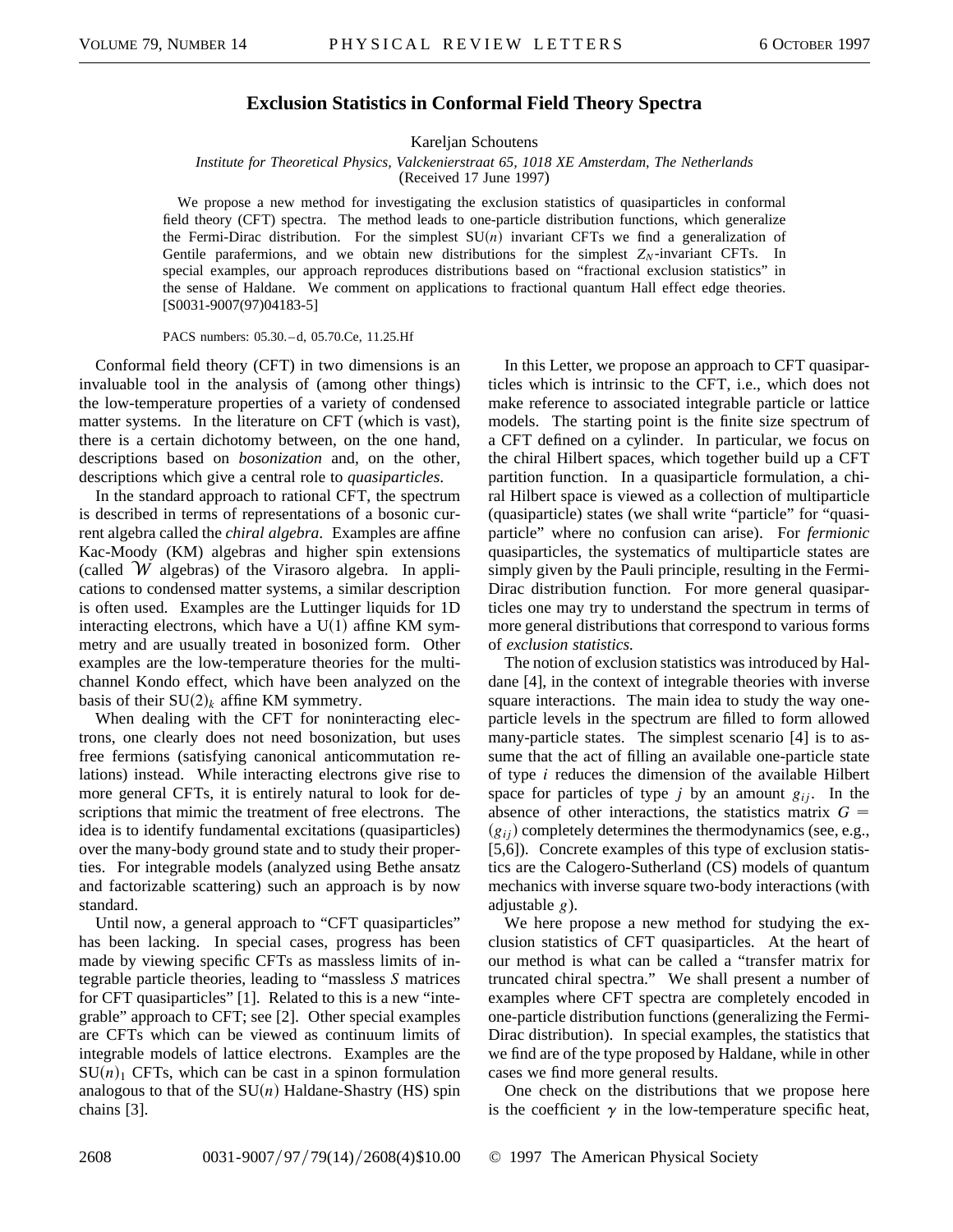# Exclusion Statistics in Conformal Field Theory Spectra

Kareljan Schoutens

*Institute for Theoretical Physics, Valckenierstraat 65, 1018 XE Amsterdam, The Netherlands*

(Received 17 June 1997)

We propose a new method for investigating the exclusion statistics of quasiparticles in conformal field theory (CFT) spectra. The method leads to one-particle distribution functions, which generalize the Fermi-Dirac distribution. For the simplest SU($n$) invariant CFTs we find a generalization of Gentile parafermions, and we obtain new distributions for the simplest $Z_N$-invariant CFTs. In special examples, our approach reproduces distributions based on "fractional exclusion statistics" in the sense of Haldane. We comment on applications to fractional quantum Hall effect edge theories. [S0031-9007(97)04183-5]

PACS numbers: 05.30.–d, 05.70.Ce, 11.25.Hf

Conformal field theory (CFT) in two dimensions is an invaluable tool in the analysis of (among other things) the low-temperature properties of a variety of condensed matter systems. In the literature on CFT (which is vast), there is a certain dichotomy between, on the one hand, descriptions based on *bosonization* and, on the other, descriptions which give a central role to *quasiparticles*.

In the standard approach to rational CFT, the spectrum is described in terms of representations of a bosonic current algebra called the *chiral algebra*. Examples are affine Kac-Moody (KM) algebras and higher spin extensions (called $\mathcal{W}$ algebras) of the Virasoro algebra. In applications to condensed matter systems, a similar description is often used. Examples are the Luttinger liquids for 1D interacting electrons, which have a U(1) affine KM symmetry and are usually treated in bosonized form. Other examples are the low-temperature theories for the multichannel Kondo effect, which have been analyzed on the basis of their $\mathrm{SU}(2)_k$ affine KM symmetry.

When dealing with the CFT for noninteracting electrons, one clearly does not need bosonization, but uses free fermions (satisfying canonical anticommutation relations) instead. While interacting electrons give rise to more general CFTs, it is entirely natural to look for descriptions that mimic the treatment of free electrons. The idea is to identify fundamental excitations (quasiparticles) over the many-body ground state and to study their properties. For integrable models (analyzed using Bethe ansatz and factorizable scattering) such an approach is by now standard.

Until now, a general approach to "CFT quasiparticles" has been lacking. In special cases, progress has been made by viewing specific CFTs as massless limits of integrable particle theories, leading to "massless $S$ matrices for CFT quasiparticles" [1]. Related to this is a new "integrable" approach to CFT; see [2]. Other special examples are CFTs which can be viewed as continuum limits of integrable models of lattice electrons. Examples are the $\mathrm{SU}(n)_1$ CFTs, which can be cast in a spinon formulation analogous to that of the SU($n$) Haldane-Shastry (HS) spin chains [3].

In this Letter, we propose an approach to CFT quasiparticles which is intrinsic to the CFT, i.e., which does not make reference to associated integrable particle or lattice models. The starting point is the finite size spectrum of a CFT defined on a cylinder. In particular, we focus on the chiral Hilbert spaces, which together build up a CFT partition function. In a quasiparticle formulation, a chiral Hilbert space is viewed as a collection of multiparticle (quasiparticle) states (we shall write "particle" for "quasiparticle" where no confusion can arise). For *fermionic* quasiparticles, the systematics of multiparticle states are simply given by the Pauli principle, resulting in the Fermi-Dirac distribution function. For more general quasiparticles one may try to understand the spectrum in terms of more general distributions that correspond to various forms of *exclusion statistics.*

The notion of exclusion statistics was introduced by Haldane [4], in the context of integrable theories with inverse square interactions. The main idea to study the way one-particle levels in the spectrum are filled to form allowed many-particle states. The simplest scenario [4] is to assume that the act of filling an available one-particle state of type $i$ reduces the dimension of the available Hilbert space for particles of type $j$ by an amount $g_{ij}$. In the absence of other interactions, the statistics matrix $G = (g_{ij})$ completely determines the thermodynamics (see, e.g., [5,6]). Concrete examples of this type of exclusion statistics are the Calogero-Sutherland (CS) models of quantum mechanics with inverse square two-body interactions (with adjustable $g$).

We here propose a new method for studying the exclusion statistics of CFT quasiparticles. At the heart of our method is what can be called a "transfer matrix for truncated chiral spectra." We shall present a number of examples where CFT spectra are completely encoded in one-particle distribution functions (generalizing the Fermi-Dirac distribution). In special examples, the statistics that we find are of the type proposed by Haldane, while in other cases we find more general results.

One check on the distributions that we propose here is the coefficient $\gamma$ in the low-temperature specific heat,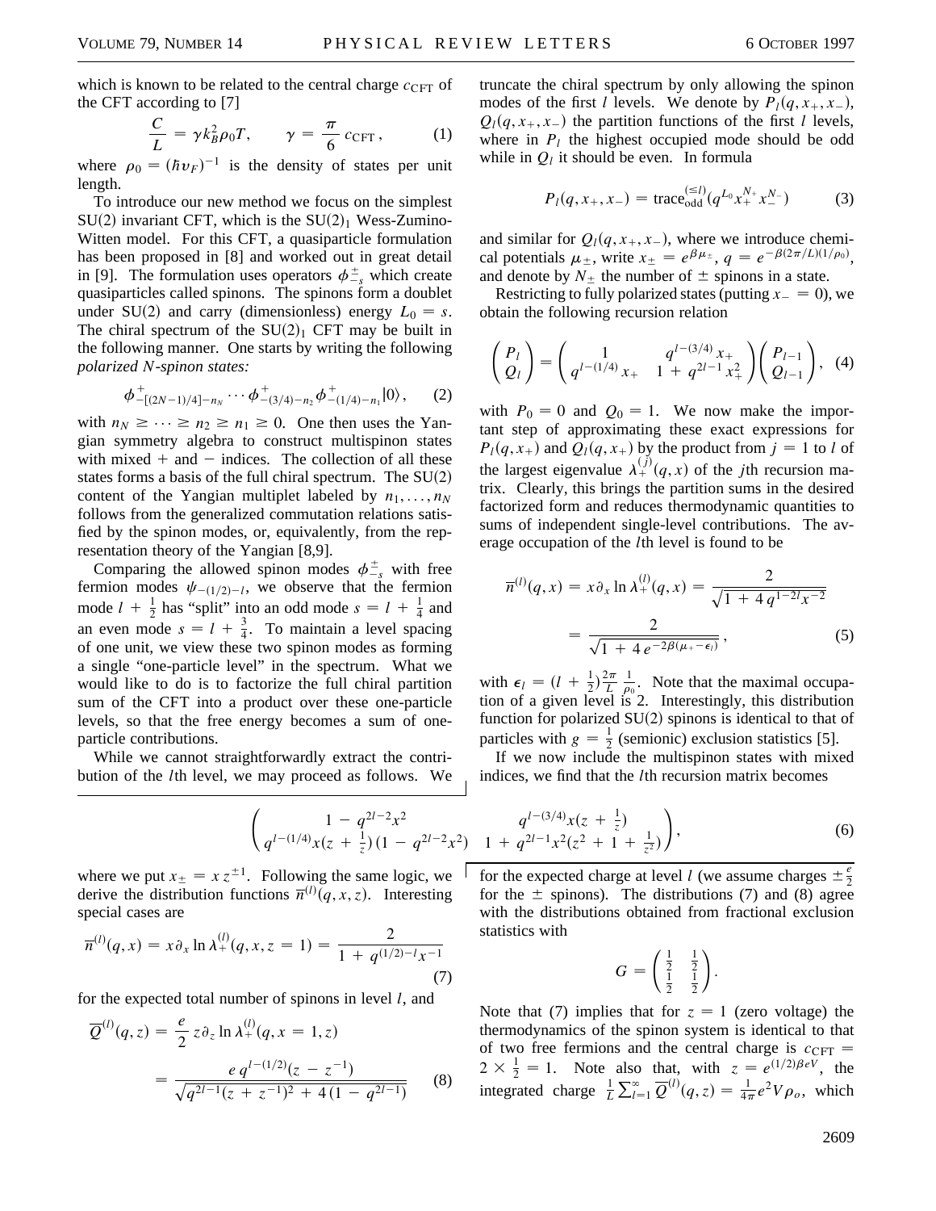which is known to be related to the central charge $c_{\rm CFT}$ of the CFT according to [7]

$$\frac{C}{L} = \gamma k_B^2 \rho_0 T, \qquad \gamma = \frac{\pi}{6} c_{\rm CFT}, \tag{1}$$

where $\rho_0 = (\hbar v_F)^{-1}$ is the density of states per unit length.

To introduce our new method we focus on the simplest SU(2) invariant CFT, which is the $SU(2)_1$ Wess-Zumino-Witten model. For this CFT, a quasiparticle formulation has been proposed in [8] and worked out in great detail in [9]. The formulation uses operators $\phi^{\pm}_{-s}$ which create quasiparticles called spinons. The spinons form a doublet under SU(2) and carry (dimensionless) energy $L_0 = s$. The chiral spectrum of the $SU(2)_1$ CFT may be built in the following manner. One starts by writing the following *polarized N-spinon states:*

$$\phi^{+}_{-[(2N-1)/4]-n_N} \cdots \phi^{+}_{-(3/4)-n_2} \phi^{+}_{-(1/4)-n_1} |0\rangle, \tag{2}$$

with $n_N \geq \cdots \geq n_2 \geq n_1 \geq 0$. One then uses the Yangian symmetry algebra to construct multispinon states with mixed + and − indices. The collection of all these states forms a basis of the full chiral spectrum. The SU(2) content of the Yangian multiplet labeled by $n_1, \ldots, n_N$ follows from the generalized commutation relations satisfied by the spinon modes, or, equivalently, from the representation theory of the Yangian [8,9].

Comparing the allowed spinon modes $\phi^{\pm}_{-s}$ with free fermion modes $\psi_{-(1/2)-l}$, we observe that the fermion mode $l + \frac{1}{2}$ has "split" into an odd mode $s = l + \frac{1}{4}$ and an even mode $s = l + \frac{3}{4}$. To maintain a level spacing of one unit, we view these two spinon modes as forming a single "one-particle level" in the spectrum. What we would like to do is to factorize the full chiral partition sum of the CFT into a product over these one-particle levels, so that the free energy becomes a sum of one-particle contributions.

While we cannot straightforwardly extract the contribution of the $l$th level, we may proceed as follows. We truncate the chiral spectrum by only allowing the spinon modes of the first $l$ levels. We denote by $P_l(q, x_+, x_-)$, $Q_l(q, x_+, x_-)$ the partition functions of the first $l$ levels, where in $P_l$ the highest occupied mode should be odd while in $Q_l$ it should be even. In formula

$$P_l(q, x_+, x_-) = \text{trace}^{(\leq l)}_{\text{odd}}(q^{L_0} x_+^{N_+} x_-^{N_-}) \tag{3}$$

and similar for $Q_l(q, x_+, x_-)$, where we introduce chemical potentials $\mu_\pm$, write $x_\pm = e^{\beta\mu_\pm}$, $q = e^{-\beta(2\pi/L)(1/\rho_0)}$, and denote by $N_\pm$ the number of $\pm$ spinons in a state.

Restricting to fully polarized states (putting $x_- = 0$), we obtain the following recursion relation

$$\begin{pmatrix} P_l \\ Q_l \end{pmatrix} = \begin{pmatrix} 1 & q^{l-(3/4)} x_+ \\ q^{l-(1/4)} x_+ & 1 + q^{2l-1} x_+^2 \end{pmatrix} \begin{pmatrix} P_{l-1} \\ Q_{l-1} \end{pmatrix}, \tag{4}$$

with $P_0 = 0$ and $Q_0 = 1$. We now make the important step of approximating these exact expressions for $P_l(q, x_+)$ and $Q_l(q, x_+)$ by the product from $j = 1$ to $l$ of the largest eigenvalue $\lambda_+^{(j)}(q, x)$ of the $j$th recursion matrix. Clearly, this brings the partition sums in the desired factorized form and reduces thermodynamic quantities to sums of independent single-level contributions. The average occupation of the $l$th level is found to be

$$\begin{aligned} \overline{n}^{(l)}(q, x) = x\partial_x \ln \lambda_+^{(l)}(q, x) &= \frac{2}{\sqrt{1 + 4\, q^{1-2l} x^{-2}}} \\ &= \frac{2}{\sqrt{1 + 4\, e^{-2\beta(\mu_+ - \epsilon_l)}}}, \end{aligned} \tag{5}$$

with $\epsilon_l = (l + \frac{1}{2}) \frac{2\pi}{L} \frac{1}{\rho_0}$. Note that the maximal occupation of a given level is 2. Interestingly, this distribution function for polarized SU(2) spinons is identical to that of particles with $g = \frac{1}{2}$ (semionic) exclusion statistics [5].

If we now include the multispinon states with mixed indices, we find that the $l$th recursion matrix becomes

$$\begin{pmatrix} 1 - q^{2l-2} x^2 & q^{l-(3/4)} x(z + \frac{1}{z}) \\ q^{l-(1/4)} x(z + \frac{1}{z})(1 - q^{2l-2} x^2) & 1 + q^{2l-1} x^2 (z^2 + 1 + \frac{1}{z^2}) \end{pmatrix}, \tag{6}$$

where we put $x_\pm = x z^{\pm 1}$. Following the same logic, we derive the distribution functions $\overline{n}^{(l)}(q, x, z)$. Interesting special cases are

$$\overline{n}^{(l)}(q, x) = x\partial_x \ln \lambda_+^{(l)}(q, x, z = 1) = \frac{2}{1 + q^{(1/2)-l} x^{-1}} \tag{7}$$

for the expected total number of spinons in level $l$, and

$$\begin{aligned} \overline{Q}^{(l)}(q, z) &= \frac{e}{2}\, z\partial_z \ln \lambda_+^{(l)}(q, x = 1, z) \\ &= \frac{e\, q^{l-(1/2)}(z - z^{-1})}{\sqrt{q^{2l-1}(z + z^{-1})^2 + 4\,(1 - q^{2l-1})}} \end{aligned} \tag{8}$$

for the expected charge at level $l$ (we assume charges $\pm \frac{e}{2}$ for the $\pm$ spinons). The distributions (7) and (8) agree with the distributions obtained from fractional exclusion statistics with

$$G = \begin{pmatrix} \frac{1}{2} & \frac{1}{2} \\ \frac{1}{2} & \frac{1}{2} \end{pmatrix}.$$

Note that (7) implies that for $z = 1$ (zero voltage) the thermodynamics of the spinon system is identical to that of two free fermions and the central charge is $c_{\rm CFT} = 2 \times \frac{1}{2} = 1$. Note also that, with $z = e^{(1/2)\beta e V}$, the integrated charge $\frac{1}{L}\sum_{l=1}^{\infty} \overline{Q}^{(l)}(q, z) = \frac{1}{4\pi} e^2 V \rho_o$, which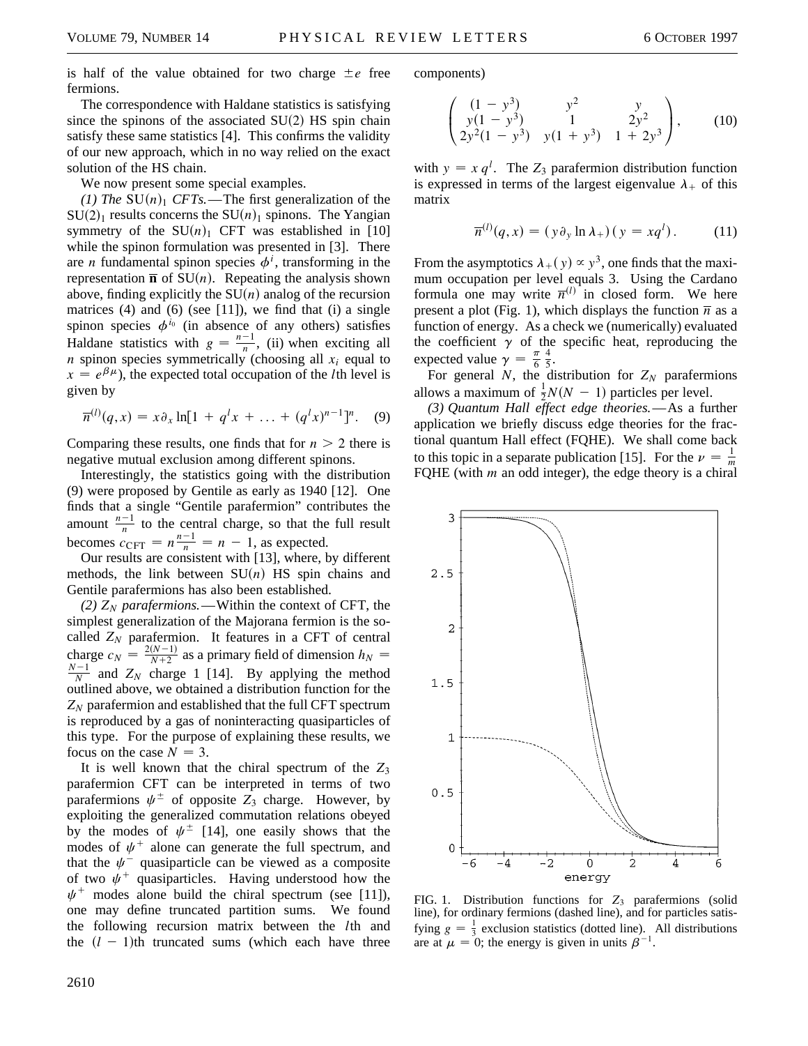is half of the value obtained for two charge $\pm e$ free fermions.

The correspondence with Haldane statistics is satisfying since the spinons of the associated SU(2) HS spin chain satisfy these same statistics [4]. This confirms the validity of our new approach, which in no way relied on the exact solution of the HS chain.

We now present some special examples.

*(1) The* $SU(n)_1$ *CFTs.*—The first generalization of the $SU(2)_1$ results concerns the $SU(n)_1$ spinons. The Yangian symmetry of the $SU(n)_1$ CFT was established in [10] while the spinon formulation was presented in [3]. There are $n$ fundamental spinon species $\phi^i$, transforming in the representation $\bar{\mathbf{n}}$ of SU($n$). Repeating the analysis shown above, finding explicitly the SU($n$) analog of the recursion matrices (4) and (6) (see [11]), we find that (i) a single spinon species $\phi^{i_0}$ (in absence of any others) satisfies Haldane statistics with $g = \frac{n-1}{n}$, (ii) when exciting all $n$ spinon species symmetrically (choosing all $x_i$ equal to $x = e^{\beta\mu}$), the expected total occupation of the $l$th level is given by

$$\overline{n}^{(l)}(q,x) = x\partial_x \ln[1 + q^l x + \ldots + (q^l x)^{n-1}]^n. \quad (9)$$

Comparing these results, one finds that for $n > 2$ there is negative mutual exclusion among different spinons.

Interestingly, the statistics going with the distribution (9) were proposed by Gentile as early as 1940 [12]. One finds that a single "Gentile parafermion" contributes the amount $\frac{n-1}{n}$ to the central charge, so that the full result becomes $c_{\rm CFT} = n\frac{n-1}{n} = n - 1$, as expected.

Our results are consistent with [13], where, by different methods, the link between SU($n$) HS spin chains and Gentile parafermions has also been established.

*(2)* $Z_N$ *parafermions.*—Within the context of CFT, the simplest generalization of the Majorana fermion is the so-called $Z_N$ parafermion. It features in a CFT of central charge $c_N = \frac{2(N-1)}{N+2}$ as a primary field of dimension $h_N = \frac{N-1}{N}$ and $Z_N$ charge 1 [14]. By applying the method outlined above, we obtained a distribution function for the $Z_N$ parafermion and established that the full CFT spectrum is reproduced by a gas of noninteracting quasiparticles of this type. For the purpose of explaining these results, we focus on the case $N = 3$.

It is well known that the chiral spectrum of the $Z_3$ parafermion CFT can be interpreted in terms of two parafermions $\psi^\pm$ of opposite $Z_3$ charge. However, by exploiting the generalized commutation relations obeyed by the modes of $\psi^\pm$ [14], one easily shows that the modes of $\psi^+$ alone can generate the full spectrum, and that the $\psi^-$ quasiparticle can be viewed as a composite of two $\psi^+$ quasiparticles. Having understood how the $\psi^+$ modes alone build the chiral spectrum (see [11]), one may define truncated partition sums. We found the following recursion matrix between the $l$th and the $(l-1)$th truncated sums (which each have three components)

$$\begin{pmatrix} (1-y^3) & y^2 & y \\ y(1-y^3) & 1 & 2y^2 \\ 2y^2(1-y^3) & y(1+y^3) & 1+2y^3 \end{pmatrix}, \quad (10)$$

with $y = x\,q^l$. The $Z_3$ parafermion distribution function is expressed in terms of the largest eigenvalue $\lambda_+$ of this matrix

$$\overline{n}^{(l)}(q,x) = (y\partial_y \ln \lambda_+)(y = xq^l). \quad (11)$$

From the asymptotics $\lambda_+(y) \propto y^3$, one finds that the maximum occupation per level equals 3. Using the Cardano formula one may write $\overline{n}^{(l)}$ in closed form. We here present a plot (Fig. 1), which displays the function $\overline{n}$ as a function of energy. As a check we (numerically) evaluated the coefficient $\gamma$ of the specific heat, reproducing the expected value $\gamma = \frac{\pi}{6}\frac{4}{5}$.

For general $N$, the distribution for $Z_N$ parafermions allows a maximum of $\frac{1}{2}N(N-1)$ particles per level.

*(3) Quantum Hall effect edge theories.*—As a further application we briefly discuss edge theories for the fractional quantum Hall effect (FQHE). We shall come back to this topic in a separate publication [15]. For the $\nu = \frac{1}{m}$ FQHE (with $m$ an odd integer), the edge theory is a chiral

FIG. 1. Distribution functions for $Z_3$ parafermions (solid line), for ordinary fermions (dashed line), and for particles satisfying $g = \frac{1}{3}$ exclusion statistics (dotted line). All distributions are at $\mu = 0$; the energy is given in units $\beta^{-1}$.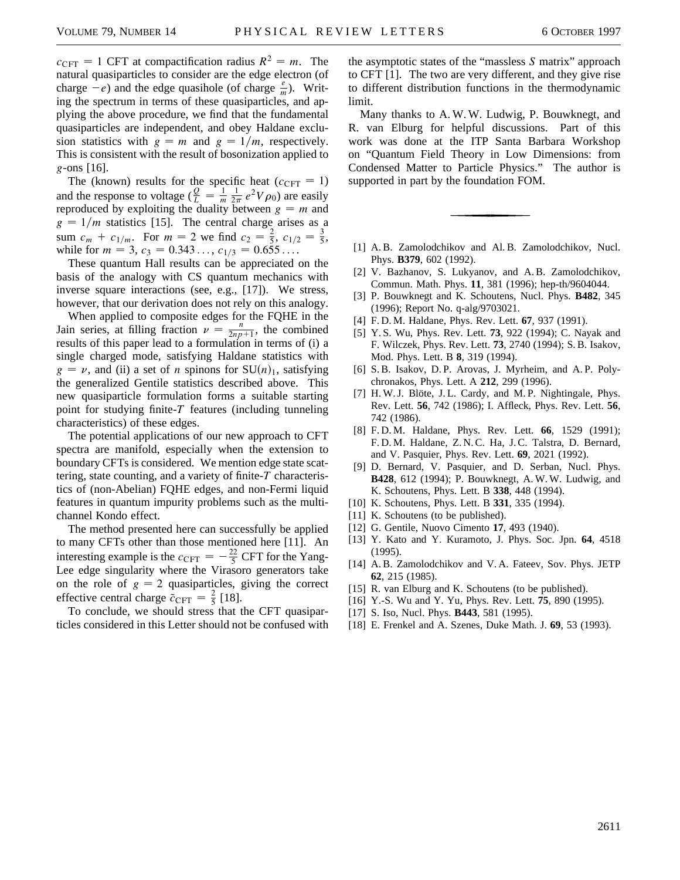$c_{\rm CFT} = 1$ CFT at compactification radius $R^2 = m$. The natural quasiparticles to consider are the edge electron (of charge $-e$) and the edge quasihole (of charge $\frac{e}{m}$). Writing the spectrum in terms of these quasiparticles, and applying the above procedure, we find that the fundamental quasiparticles are independent, and obey Haldane exclusion statistics with $g = m$ and $g = 1/m$, respectively. This is consistent with the result of bosonization applied to $g$-ons [16].

The (known) results for the specific heat ($c_{\rm CFT} = 1$) and the response to voltage ($\frac{Q}{L} = \frac{1}{m} \frac{1}{2\pi} e^2 V \rho_0$) are easily reproduced by exploiting the duality between $g = m$ and $g = 1/m$ statistics [15]. The central charge arises as a sum $c_m + c_{1/m}$. For $m = 2$ we find $c_2 = \frac{2}{5}$, $c_{1/2} = \frac{3}{5}$, while for $m = 3$, $c_3 = 0.343\ldots$, $c_{1/3} = 0.655\ldots$.

These quantum Hall results can be appreciated on the basis of the analogy with CS quantum mechanics with inverse square interactions (see, e.g., [17]). We stress, however, that our derivation does not rely on this analogy.

When applied to composite edges for the FQHE in the Jain series, at filling fraction $\nu = \frac{n}{2np+1}$, the combined results of this paper lead to a formulation in terms of (i) a single charged mode, satisfying Haldane statistics with $g = \nu$, and (ii) a set of $n$ spinons for $SU(n)_1$, satisfying the generalized Gentile statistics described above. This new quasiparticle formulation forms a suitable starting point for studying finite-$T$ features (including tunneling characteristics) of these edges.

The potential applications of our new approach to CFT spectra are manifold, especially when the extension to boundary CFTs is considered. We mention edge state scattering, state counting, and a variety of finite-$T$ characteristics of (non-Abelian) FQHE edges, and non-Fermi liquid features in quantum impurity problems such as the multichannel Kondo effect.

The method presented here can successfully be applied to many CFTs other than those mentioned here [11]. An interesting example is the $c_{\rm CFT} = -\frac{22}{5}$ CFT for the Yang-Lee edge singularity where the Virasoro generators take on the role of $g = 2$ quasiparticles, giving the correct effective central charge $\tilde{c}_{\rm CFT} = \frac{2}{5}$ [18].

To conclude, we should stress that the CFT quasiparticles considered in this Letter should not be confused with the asymptotic states of the "massless $S$ matrix" approach to CFT [1]. The two are very different, and they give rise to different distribution functions in the thermodynamic limit.

Many thanks to A. W. W. Ludwig, P. Bouwknegt, and R. van Elburg for helpful discussions. Part of this work was done at the ITP Santa Barbara Workshop on "Quantum Field Theory in Low Dimensions: from Condensed Matter to Particle Physics." The author is supported in part by the foundation FOM.

---

[1] A. B. Zamolodchikov and Al. B. Zamolodchikov, Nucl. Phys. **B379**, 602 (1992).

[2] V. Bazhanov, S. Lukyanov, and A. B. Zamolodchikov, Commun. Math. Phys. **11**, 381 (1996); hep-th/9604044.

[3] P. Bouwknegt and K. Schoutens, Nucl. Phys. **B482**, 345 (1996); Report No. q-alg/9703021.

[4] F. D. M. Haldane, Phys. Rev. Lett. **67**, 937 (1991).

[5] Y. S. Wu, Phys. Rev. Lett. **73**, 922 (1994); C. Nayak and F. Wilczek, Phys. Rev. Lett. **73**, 2740 (1994); S. B. Isakov, Mod. Phys. Lett. B **8**, 319 (1994).

[6] S. B. Isakov, D. P. Arovas, J. Myrheim, and A. P. Polychronakos, Phys. Lett. A **212**, 299 (1996).

[7] H. W. J. Blöte, J. L. Cardy, and M. P. Nightingale, Phys. Rev. Lett. **56**, 742 (1986); I. Affleck, Phys. Rev. Lett. **56**, 742 (1986).

[8] F. D. M. Haldane, Phys. Rev. Lett. **66**, 1529 (1991); F. D. M. Haldane, Z. N. C. Ha, J. C. Talstra, D. Bernard, and V. Pasquier, Phys. Rev. Lett. **69**, 2021 (1992).

[9] D. Bernard, V. Pasquier, and D. Serban, Nucl. Phys. **B428**, 612 (1994); P. Bouwknegt, A. W. W. Ludwig, and K. Schoutens, Phys. Lett. B **338**, 448 (1994).

[10] K. Schoutens, Phys. Lett. B **331**, 335 (1994).

[11] K. Schoutens (to be published).

[12] G. Gentile, Nuovo Cimento **17**, 493 (1940).

[13] Y. Kato and Y. Kuramoto, J. Phys. Soc. Jpn. **64**, 4518 (1995).

[14] A. B. Zamolodchikov and V. A. Fateev, Sov. Phys. JETP **62**, 215 (1985).

[15] R. van Elburg and K. Schoutens (to be published).

[16] Y.-S. Wu and Y. Yu, Phys. Rev. Lett. **75**, 890 (1995).

[17] S. Iso, Nucl. Phys. **B443**, 581 (1995).

[18] E. Frenkel and A. Szenes, Duke Math. J. **69**, 53 (1993).